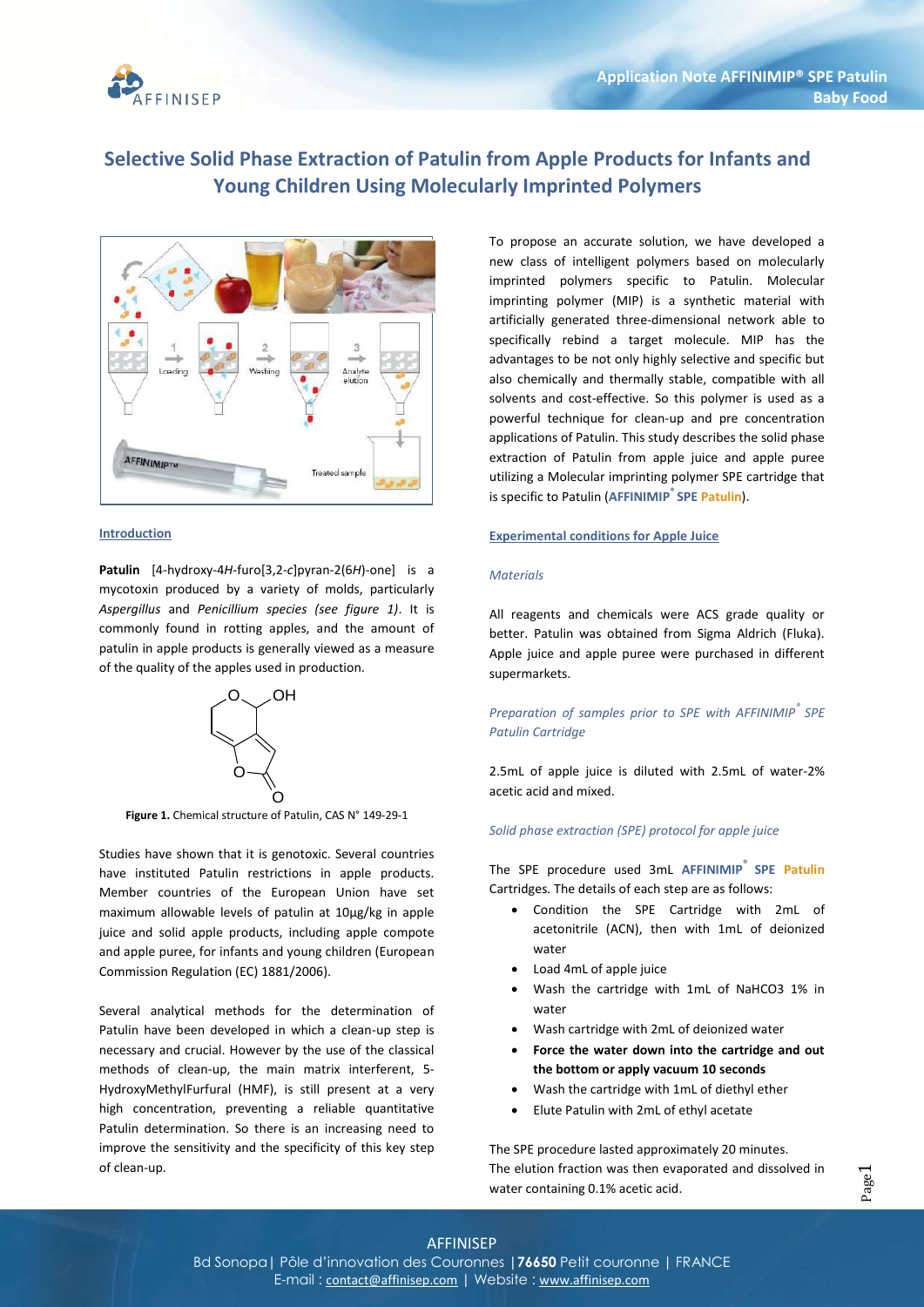# Selective Solid Phase Extraction of Patulin from Apple Products for Infants and Young Children Using Molecularly Imprinted Polymers

## Introduction

**Patulin** [4-hydroxy-4*H*-furo[3,2-*c*]pyran-2(6*H*)-one] is a mycotoxin produced by a variety of molds, particularly *Aspergillus* and *Penicillium species (see figure 1)*. It is commonly found in rotting apples, and the amount of patulin in apple products is generally viewed as a measure of the quality of the apples used in production.

**Figure 1.** Chemical structure of Patulin, CAS N° 149-29-1

Studies have shown that it is genotoxic. Several countries have instituted Patulin restrictions in apple products. Member countries of the European Union have set maximum allowable levels of patulin at 10µg/kg in apple juice and solid apple products, including apple compote and apple puree, for infants and young children (European Commission Regulation (EC) 1881/2006).

Several analytical methods for the determination of Patulin have been developed in which a clean-up step is necessary and crucial. However by the use of the classical methods of clean-up, the main matrix interferent, 5-HydroxyMethylFurfural (HMF), is still present at a very high concentration, preventing a reliable quantitative Patulin determination. So there is an increasing need to improve the sensitivity and the specificity of this key step of clean-up.

To propose an accurate solution, we have developed a new class of intelligent polymers based on molecularly imprinted polymers specific to Patulin. Molecular imprinting polymer (MIP) is a synthetic material with artificially generated three-dimensional network able to specifically rebind a target molecule. MIP has the advantages to be not only highly selective and specific but also chemically and thermally stable, compatible with all solvents and cost-effective. So this polymer is used as a powerful technique for clean-up and pre concentration applications of Patulin. This study describes the solid phase extraction of Patulin from apple juice and apple puree utilizing a Molecular imprinting polymer SPE cartridge that is specific to Patulin (**AFFINIMIP® SPE Patulin**).

## Experimental conditions for Apple Juice

### *Materials*

All reagents and chemicals were ACS grade quality or better. Patulin was obtained from Sigma Aldrich (Fluka). Apple juice and apple puree were purchased in different supermarkets.

### *Preparation of samples prior to SPE with AFFINIMIP® SPE Patulin Cartridge*

2.5mL of apple juice is diluted with 2.5mL of water-2% acetic acid and mixed.

### *Solid phase extraction (SPE) protocol for apple juice*

The SPE procedure used 3mL **AFFINIMIP® SPE Patulin** Cartridges. The details of each step are as follows:

- Condition the SPE Cartridge with 2mL of acetonitrile (ACN), then with 1mL of deionized water
- Load 4mL of apple juice
- Wash the cartridge with 1mL of NaHCO3 1% in water
- Wash cartridge with 2mL of deionized water
- **Force the water down into the cartridge and out the bottom or apply vacuum 10 seconds**
- Wash the cartridge with 1mL of diethyl ether
- Elute Patulin with 2mL of ethyl acetate

The SPE procedure lasted approximately 20 minutes.
The elution fraction was then evaporated and dissolved in water containing 0.1% acetic acid.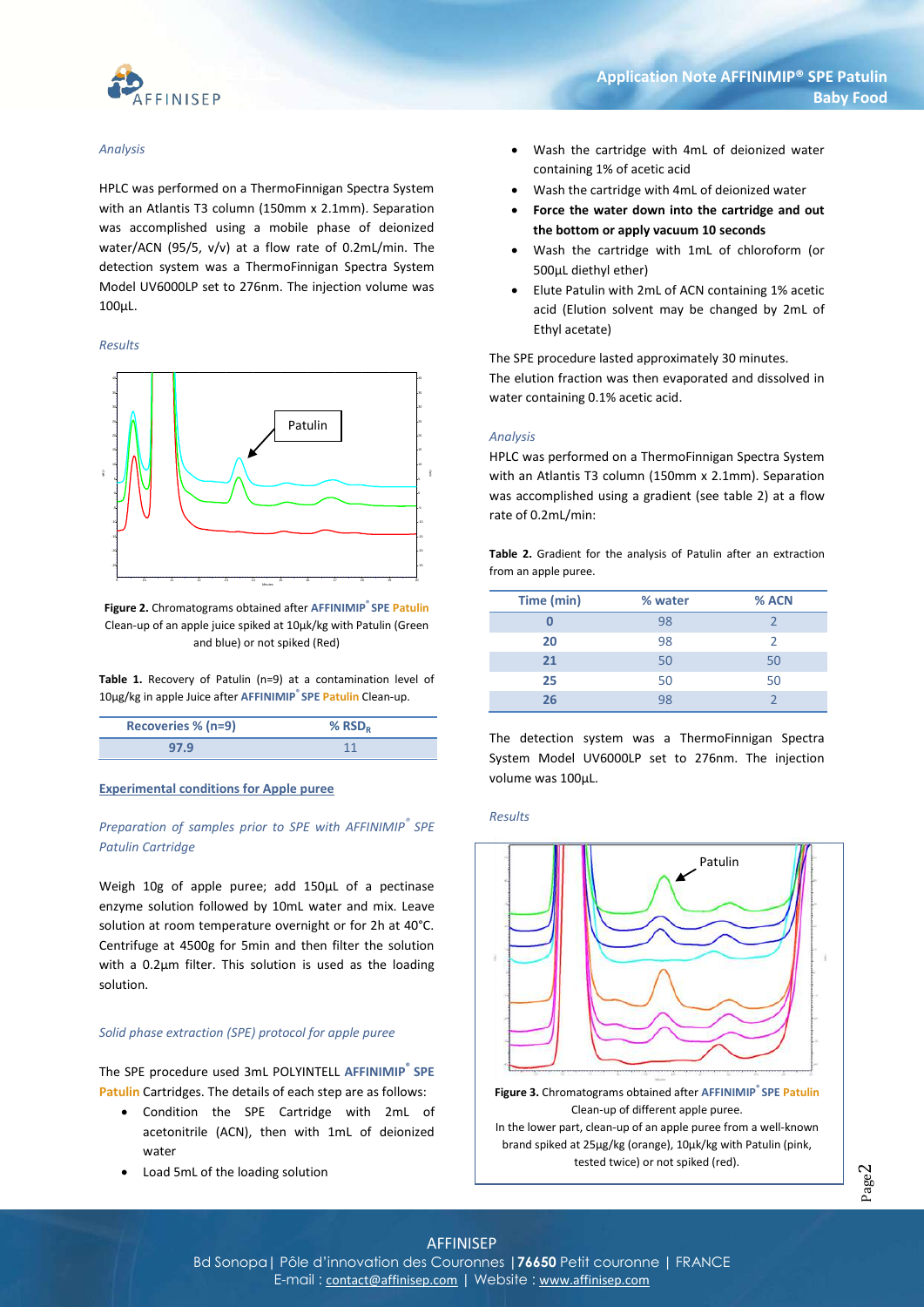*Analysis*

HPLC was performed on a ThermoFinnigan Spectra System with an Atlantis T3 column (150mm x 2.1mm). Separation was accomplished using a mobile phase of deionized water/ACN (95/5, v/v) at a flow rate of 0.2mL/min. The detection system was a ThermoFinnigan Spectra System Model UV6000LP set to 276nm. The injection volume was 100µL.

*Results*

**Figure 2.** Chromatograms obtained after **AFFINIMIP® SPE Patulin** Clean-up of an apple juice spiked at 10µk/kg with Patulin (Green and blue) or not spiked (Red)

**Table 1.** Recovery of Patulin (n=9) at a contamination level of 10µg/kg in apple Juice after **AFFINIMIP® SPE Patulin** Clean-up.

| Recoveries % (n=9) | % $RSD_R$ |
|---|---|
| 97.9 | 11 |

## Experimental conditions for Apple puree

*Preparation of samples prior to SPE with AFFINIMIP® SPE Patulin Cartridge*

Weigh 10g of apple puree; add 150µL of a pectinase enzyme solution followed by 10mL water and mix. Leave solution at room temperature overnight or for 2h at 40°C. Centrifuge at 4500g for 5min and then filter the solution with a 0.2µm filter. This solution is used as the loading solution.

*Solid phase extraction (SPE) protocol for apple puree*

The SPE procedure used 3mL POLYINTELL **AFFINIMIP® SPE Patulin** Cartridges. The details of each step are as follows:

- Condition the SPE Cartridge with 2mL of acetonitrile (ACN), then with 1mL of deionized water
- Load 5mL of the loading solution
- Wash the cartridge with 4mL of deionized water containing 1% of acetic acid
- Wash the cartridge with 4mL of deionized water
- **Force the water down into the cartridge and out the bottom or apply vacuum 10 seconds**
- Wash the cartridge with 1mL of chloroform (or 500µL diethyl ether)
- Elute Patulin with 2mL of ACN containing 1% acetic acid (Elution solvent may be changed by 2mL of Ethyl acetate)

The SPE procedure lasted approximately 30 minutes.
The elution fraction was then evaporated and dissolved in water containing 0.1% acetic acid.

*Analysis*

HPLC was performed on a ThermoFinnigan Spectra System with an Atlantis T3 column (150mm x 2.1mm). Separation was accomplished using a gradient (see table 2) at a flow rate of 0.2mL/min:

**Table 2.** Gradient for the analysis of Patulin after an extraction from an apple puree.

| Time (min) | % water | % ACN |
|---|---|---|
| 0 | 98 | 2 |
| 20 | 98 | 2 |
| 21 | 50 | 50 |
| 25 | 50 | 50 |
| 26 | 98 | 2 |

The detection system was a ThermoFinnigan Spectra System Model UV6000LP set to 276nm. The injection volume was 100µL.

*Results*

**Figure 3.** Chromatograms obtained after **AFFINIMIP® SPE Patulin** Clean-up of different apple puree.
In the lower part, clean-up of an apple puree from a well-known brand spiked at 25µg/kg (orange), 10µk/kg with Patulin (pink, tested twice) or not spiked (red).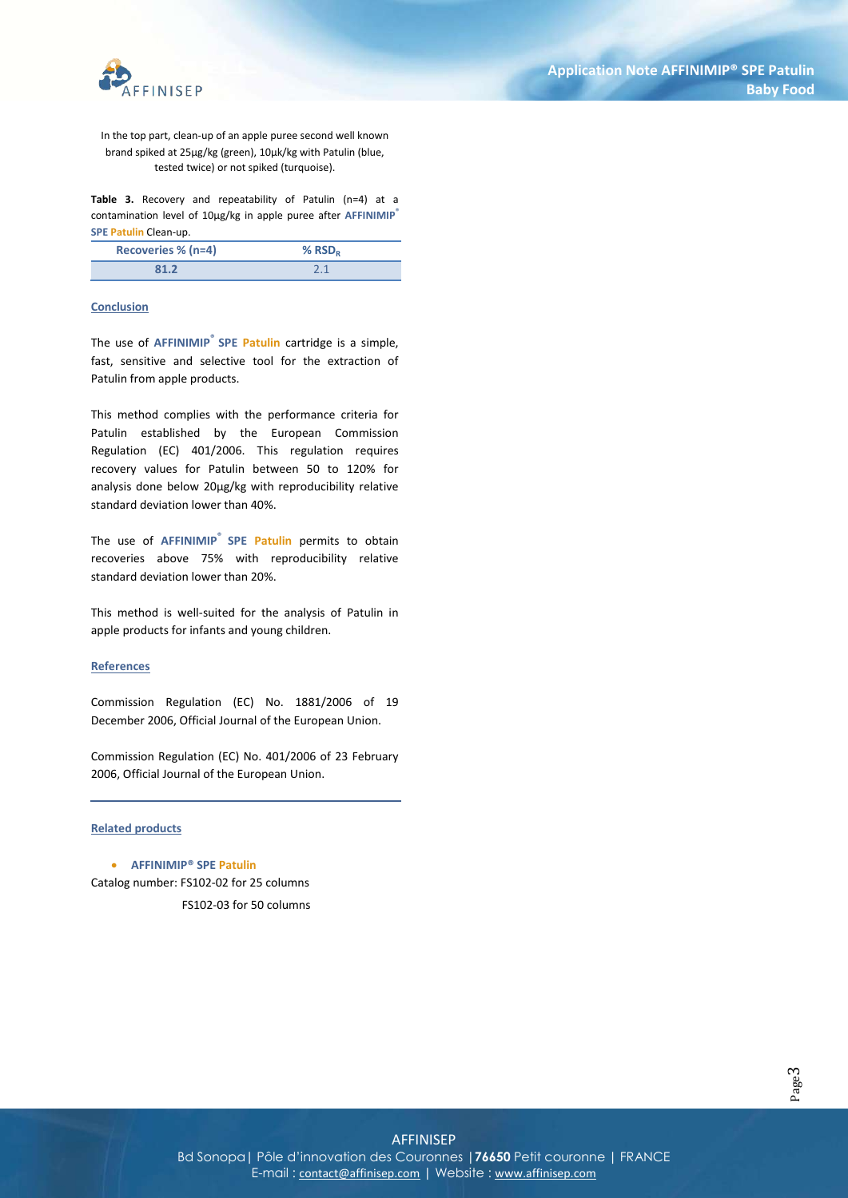In the top part, clean-up of an apple puree second well known brand spiked at 25µg/kg (green), 10µk/kg with Patulin (blue, tested twice) or not spiked (turquoise).

**Table 3.** Recovery and repeatability of Patulin (n=4) at a contamination level of 10µg/kg in apple puree after **AFFINIMIP® SPE Patulin** Clean-up.

| Recoveries % (n=4) | % $RSD_R$ |
|---|---|
| 81.2 | 2.1 |

## Conclusion

The use of **AFFINIMIP® SPE Patulin** cartridge is a simple, fast, sensitive and selective tool for the extraction of Patulin from apple products.

This method complies with the performance criteria for Patulin established by the European Commission Regulation (EC) 401/2006. This regulation requires recovery values for Patulin between 50 to 120% for analysis done below 20µg/kg with reproducibility relative standard deviation lower than 40%.

The use of **AFFINIMIP® SPE Patulin** permits to obtain recoveries above 75% with reproducibility relative standard deviation lower than 20%.

This method is well-suited for the analysis of Patulin in apple products for infants and young children.

## References

Commission Regulation (EC) No. 1881/2006 of 19 December 2006, Official Journal of the European Union.

Commission Regulation (EC) No. 401/2006 of 23 February 2006, Official Journal of the European Union.

## Related products

- **AFFINIMIP® SPE Patulin**

Catalog number: FS102-02 for 25 columns

FS102-03 for 50 columns

AFFINISEP
Bd Sonopa | Pôle d'innovation des Couronnes | **76650** Petit couronne | FRANCE
E-mail : contact@affinisep.com | Website : www.affinisep.com